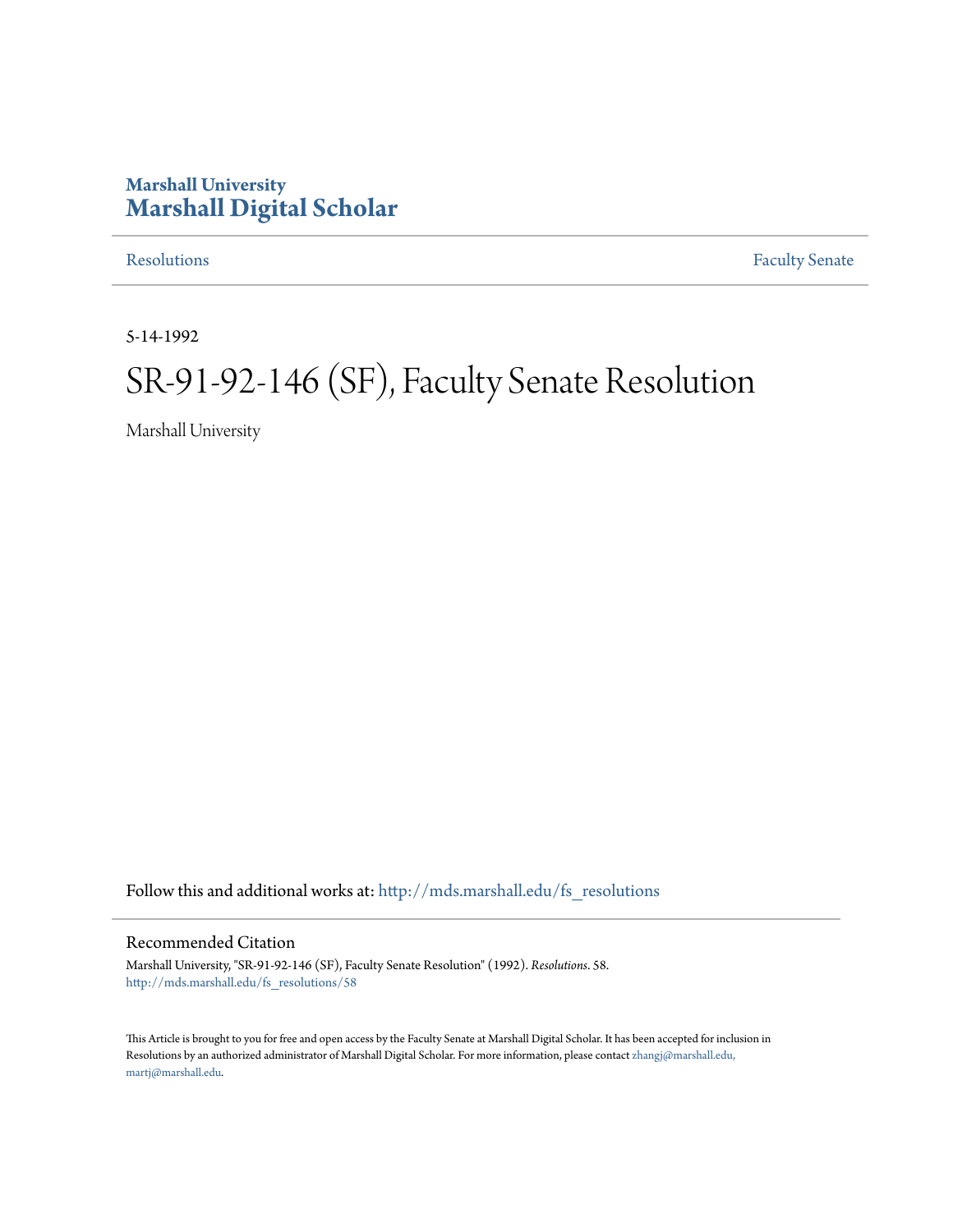Marshall University
**Marshall Digital Scholar**

Resolutions | Faculty Senate

5-14-1992

# SR-91-92-146 (SF), Faculty Senate Resolution

Marshall University

Follow this and additional works at: http://mds.marshall.edu/fs_resolutions

## Recommended Citation

Marshall University, "SR-91-92-146 (SF), Faculty Senate Resolution" (1992). *Resolutions*. 58.
http://mds.marshall.edu/fs_resolutions/58

This Article is brought to you for free and open access by the Faculty Senate at Marshall Digital Scholar. It has been accepted for inclusion in Resolutions by an authorized administrator of Marshall Digital Scholar. For more information, please contact zhangj@marshall.edu, martj@marshall.edu.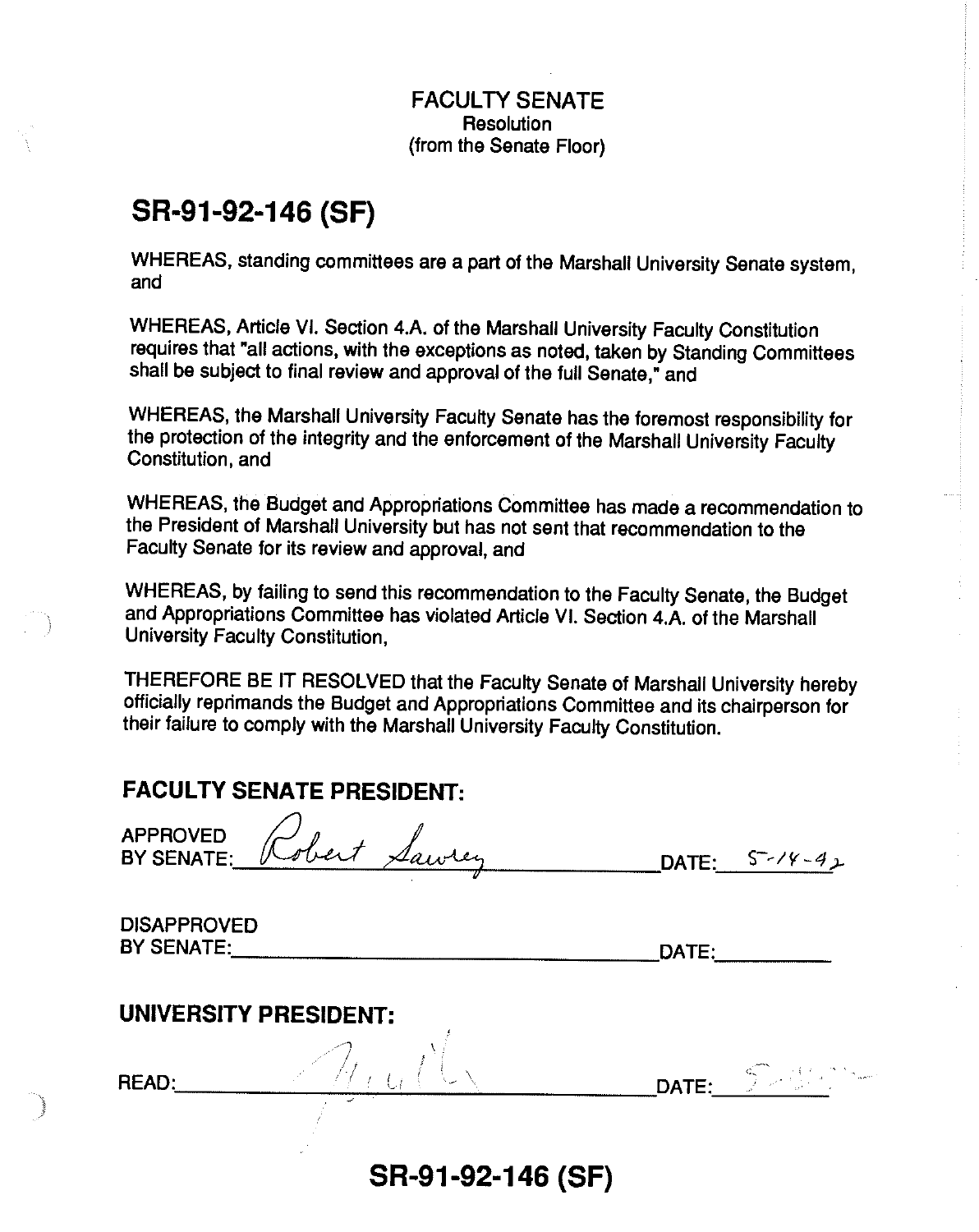FACULTY SENATE
Resolution
(from the Senate Floor)

# SR-91-92-146 (SF)

WHEREAS, standing committees are a part of the Marshall University Senate system, and

WHEREAS, Article VI. Section 4.A. of the Marshall University Faculty Constitution requires that "all actions, with the exceptions as noted, taken by Standing Committees shall be subject to final review and approval of the full Senate," and

WHEREAS, the Marshall University Faculty Senate has the foremost responsibility for the protection of the integrity and the enforcement of the Marshall University Faculty Constitution, and

WHEREAS, the Budget and Appropriations Committee has made a recommendation to the President of Marshall University but has not sent that recommendation to the Faculty Senate for its review and approval, and

WHEREAS, by failing to send this recommendation to the Faculty Senate, the Budget and Appropriations Committee has violated Article VI. Section 4.A. of the Marshall University Faculty Constitution,

THEREFORE BE IT RESOLVED that the Faculty Senate of Marshall University hereby officially reprimands the Budget and Appropriations Committee and its chairperson for their failure to comply with the Marshall University Faculty Constitution.

## FACULTY SENATE PRESIDENT:

APPROVED BY SENATE: Robert Sawrey DATE: 5-14-92

DISAPPROVED BY SENATE: ____________________ DATE: ________

## UNIVERSITY PRESIDENT:

READ: [signature] DATE: 5-[illegible]

SR-91-92-146 (SF)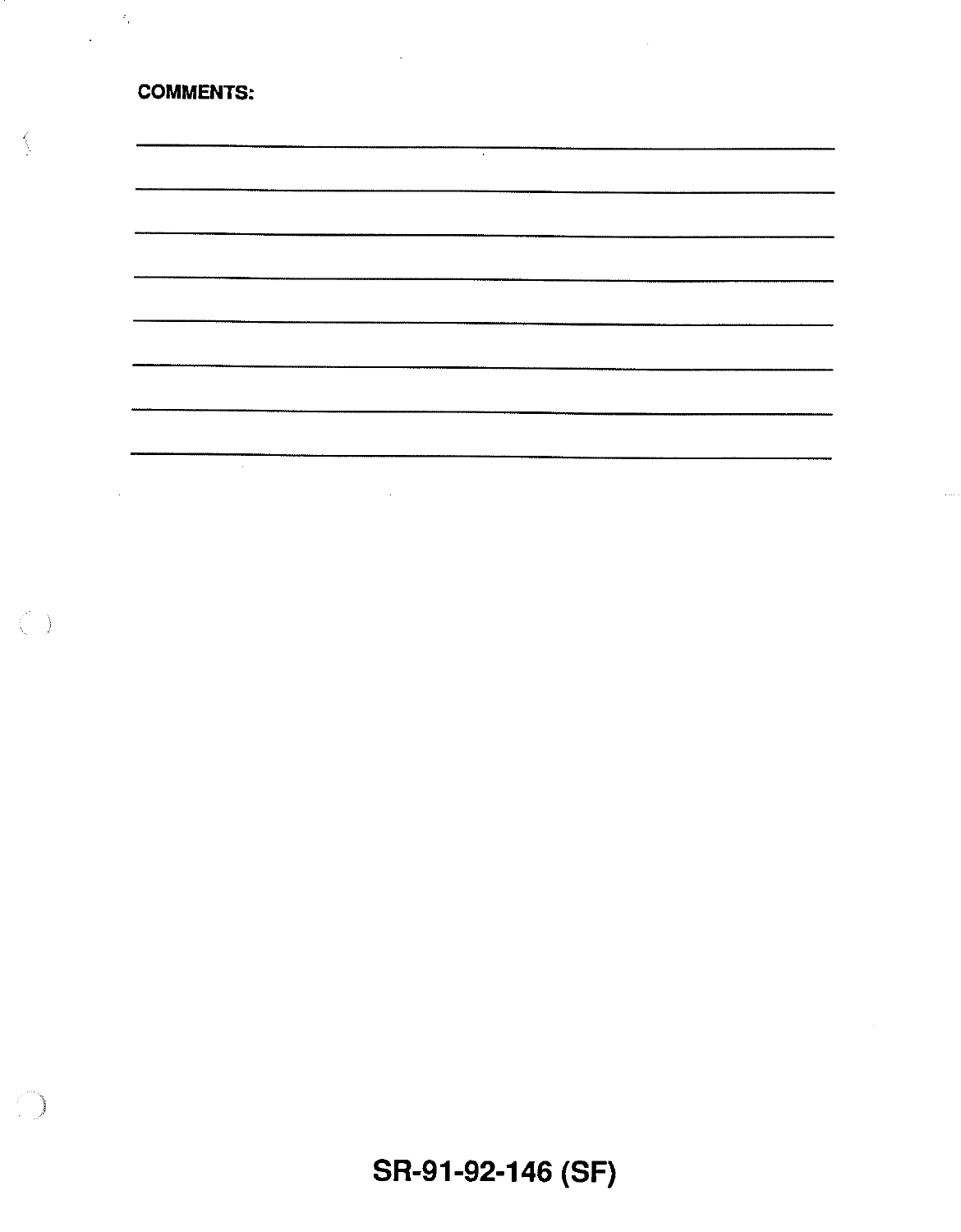**COMMENTS:**

________________________________________________________________________________

________________________________________________________________________________

________________________________________________________________________________

________________________________________________________________________________

________________________________________________________________________________

________________________________________________________________________________

________________________________________________________________________________

________________________________________________________________________________

**SR-91-92-146 (SF)**